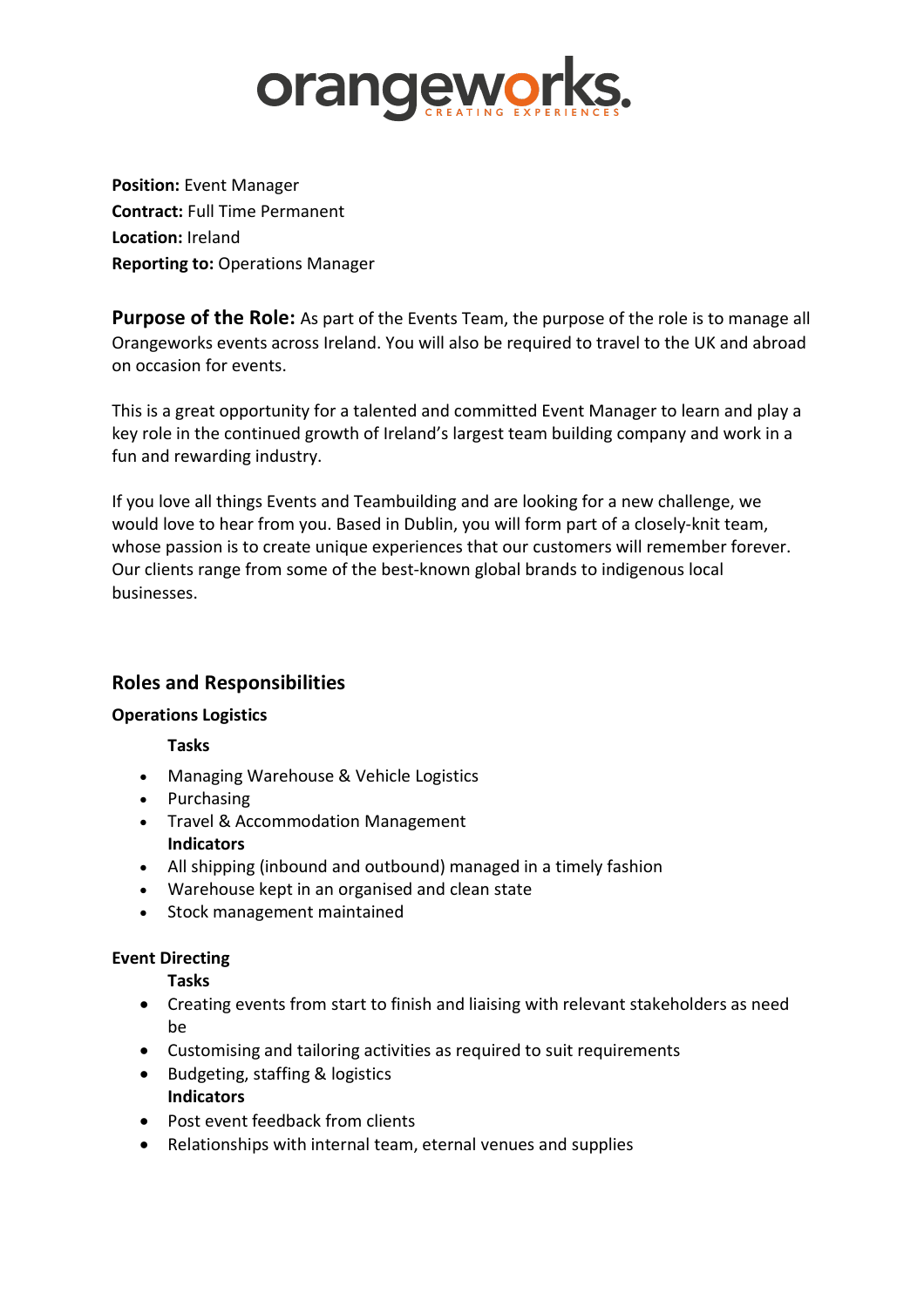orangeworks. CREATING EXPERIENCES

**Position:** Event Manager
**Contract:** Full Time Permanent
**Location:** Ireland
**Reporting to:** Operations Manager

**Purpose of the Role:** As part of the Events Team, the purpose of the role is to manage all Orangeworks events across Ireland. You will also be required to travel to the UK and abroad on occasion for events.

This is a great opportunity for a talented and committed Event Manager to learn and play a key role in the continued growth of Ireland's largest team building company and work in a fun and rewarding industry.

If you love all things Events and Teambuilding and are looking for a new challenge, we would love to hear from you. Based in Dublin, you will form part of a closely-knit team, whose passion is to create unique experiences that our customers will remember forever. Our clients range from some of the best-known global brands to indigenous local businesses.

## Roles and Responsibilities

**Operations Logistics**

**Tasks**

- Managing Warehouse & Vehicle Logistics
- Purchasing
- Travel & Accommodation Management

**Indicators**

- All shipping (inbound and outbound) managed in a timely fashion
- Warehouse kept in an organised and clean state
- Stock management maintained

**Event Directing**

**Tasks**

- Creating events from start to finish and liaising with relevant stakeholders as need be
- Customising and tailoring activities as required to suit requirements
- Budgeting, staffing & logistics

**Indicators**

- Post event feedback from clients
- Relationships with internal team, eternal venues and supplies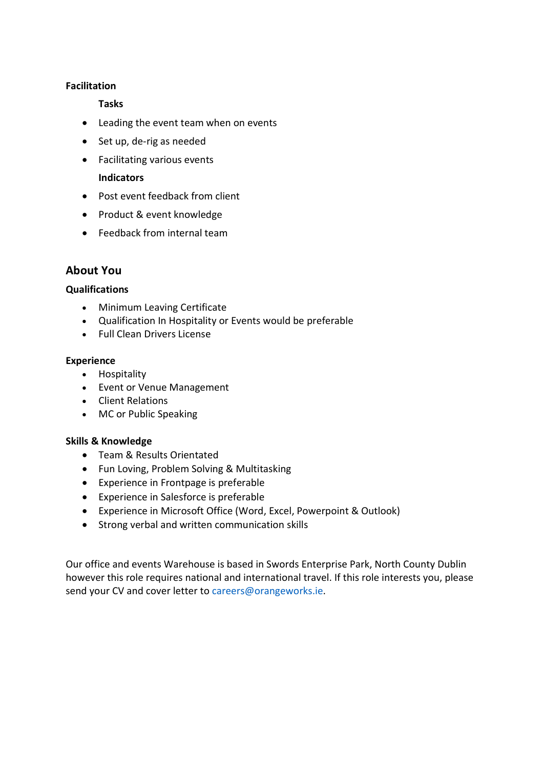**Facilitation**

**Tasks**

- Leading the event team when on events
- Set up, de-rig as needed
- Facilitating various events

**Indicators**

- Post event feedback from client
- Product & event knowledge
- Feedback from internal team

## About You

**Qualifications**

- Minimum Leaving Certificate
- Qualification In Hospitality or Events would be preferable
- Full Clean Drivers License

**Experience**

- Hospitality
- Event or Venue Management
- Client Relations
- MC or Public Speaking

**Skills & Knowledge**

- Team & Results Orientated
- Fun Loving, Problem Solving & Multitasking
- Experience in Frontpage is preferable
- Experience in Salesforce is preferable
- Experience in Microsoft Office (Word, Excel, Powerpoint & Outlook)
- Strong verbal and written communication skills

Our office and events Warehouse is based in Swords Enterprise Park, North County Dublin however this role requires national and international travel. If this role interests you, please send your CV and cover letter to careers@orangeworks.ie.